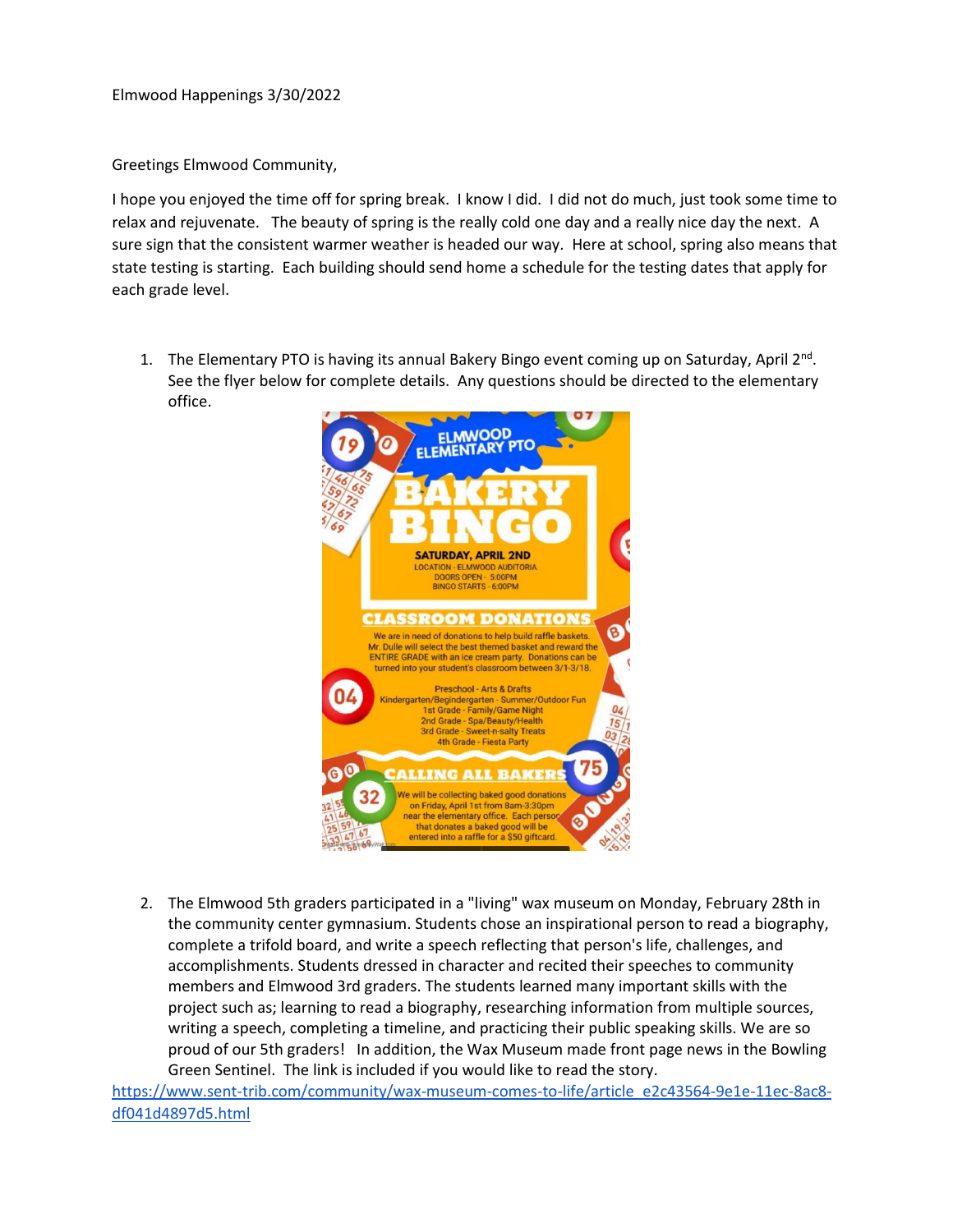Elmwood Happenings 3/30/2022

Greetings Elmwood Community,

I hope you enjoyed the time off for spring break. I know I did. I did not do much, just took some time to relax and rejuvenate. The beauty of spring is the really cold one day and a really nice day the next. A sure sign that the consistent warmer weather is headed our way. Here at school, spring also means that state testing is starting. Each building should send home a schedule for the testing dates that apply for each grade level.

1. The Elementary PTO is having its annual Bakery Bingo event coming up on Saturday, April 2nd. See the flyer below for complete details. Any questions should be directed to the elementary office.

   ELMWOOD ELEMENTARY PTO

   **BAKERY BINGO**

   **SATURDAY, APRIL 2ND**
   LOCATION - ELMWOOD AUDITORIA
   DOORS OPEN - 5:00PM
   BINGO STARTS - 6:00PM

   **CLASSROOM DONATIONS**

   We are in need of donations to help build raffle baskets. Mr. Dulle will select the best themed basket and reward the ENTIRE GRADE with an ice cream party. Donations can be turned into your student's classroom between 3/1-3/18.

   Preschool - Arts & Drafts
   Kindergarten/Begindergarten - Summer/Outdoor Fun
   1st Grade - Family/Game Night
   2nd Grade - Spa/Beauty/Health
   3rd Grade - Sweet-n-salty Treats
   4th Grade - Fiesta Party

   **CALLING ALL BAKERS**

   We will be collecting baked good donations on Friday, April 1st from 8am-3:30pm near the elementary office. Each person that donates a baked good will be entered into a raffle for a $50 giftcard.

2. The Elmwood 5th graders participated in a "living" wax museum on Monday, February 28th in the community center gymnasium. Students chose an inspirational person to read a biography, complete a trifold board, and write a speech reflecting that person's life, challenges, and accomplishments. Students dressed in character and recited their speeches to community members and Elmwood 3rd graders. The students learned many important skills with the project such as; learning to read a biography, researching information from multiple sources, writing a speech, completing a timeline, and practicing their public speaking skills. We are so proud of our 5th graders! In addition, the Wax Museum made front page news in the Bowling Green Sentinel. The link is included if you would like to read the story.

https://www.sent-trib.com/community/wax-museum-comes-to-life/article_e2c43564-9e1e-11ec-8ac8-df041d4897d5.html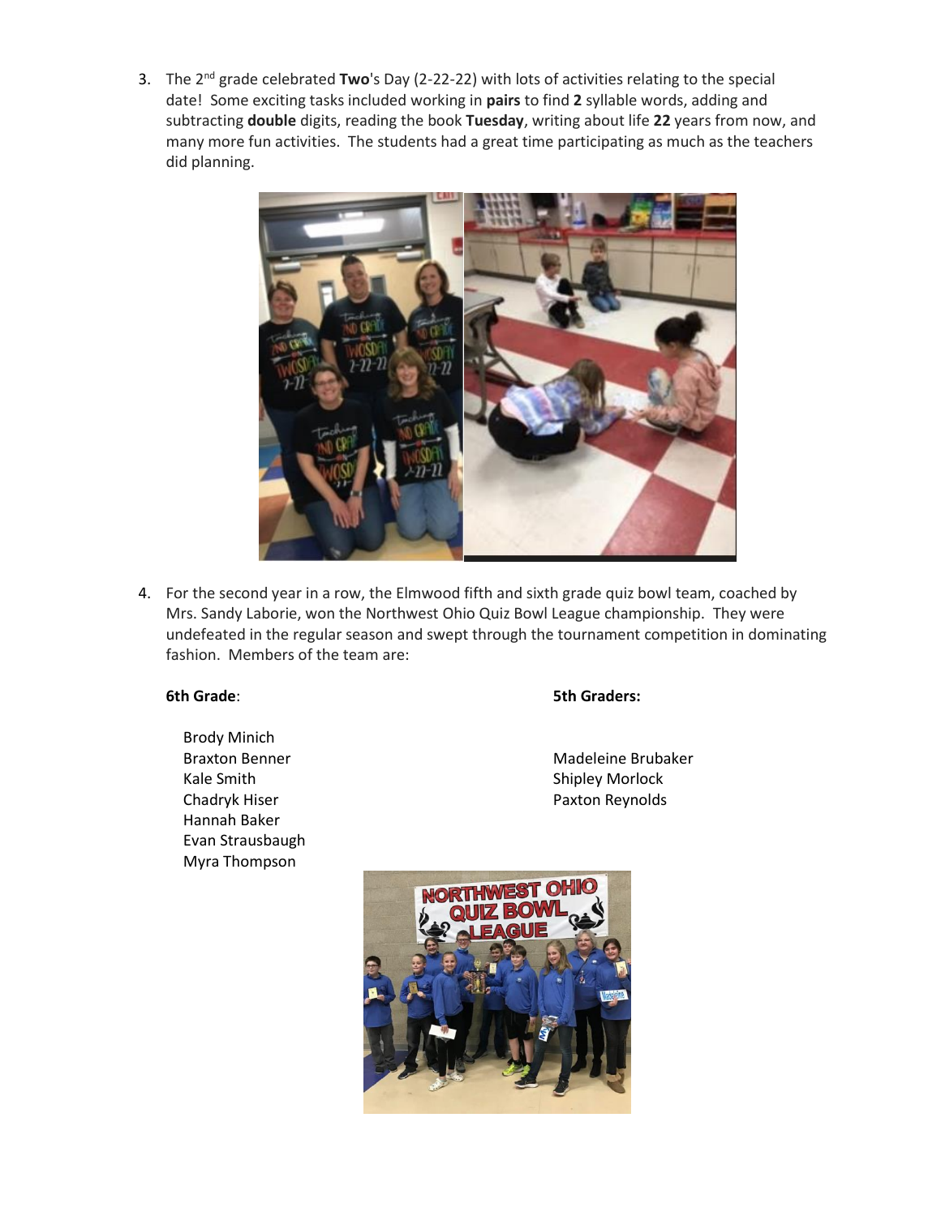3. The 2nd grade celebrated **Two**'s Day (2-22-22) with lots of activities relating to the special date! Some exciting tasks included working in **pairs** to find **2** syllable words, adding and subtracting **double** digits, reading the book **Tuesday**, writing about life **22** years from now, and many more fun activities. The students had a great time participating as much as the teachers did planning.

4. For the second year in a row, the Elmwood fifth and sixth grade quiz bowl team, coached by Mrs. Sandy Laborie, won the Northwest Ohio Quiz Bowl League championship. They were undefeated in the regular season and swept through the tournament competition in dominating fashion. Members of the team are:

**6th Grade**:

Brody Minich
Braxton Benner
Kale Smith
Chadryk Hiser
Hannah Baker
Evan Strausbaugh
Myra Thompson

**5th Graders:**

Madeleine Brubaker
Shipley Morlock
Paxton Reynolds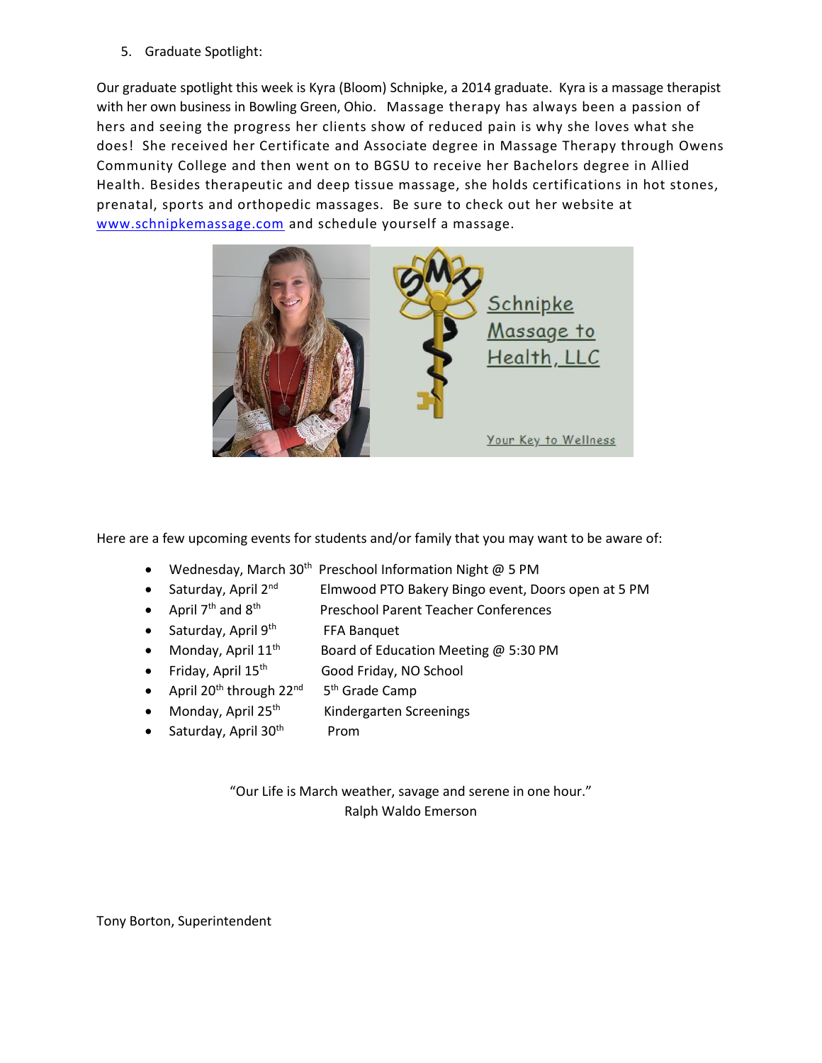5. Graduate Spotlight:

Our graduate spotlight this week is Kyra (Bloom) Schnipke, a 2014 graduate. Kyra is a massage therapist with her own business in Bowling Green, Ohio. Massage therapy has always been a passion of hers and seeing the progress her clients show of reduced pain is why she loves what she does! She received her Certificate and Associate degree in Massage Therapy through Owens Community College and then went on to BGSU to receive her Bachelors degree in Allied Health. Besides therapeutic and deep tissue massage, she holds certifications in hot stones, prenatal, sports and orthopedic massages. Be sure to check out her website at www.schnipkemassage.com and schedule yourself a massage.

Here are a few upcoming events for students and/or family that you may want to be aware of:

- Wednesday, March 30th Preschool Information Night @ 5 PM
- Saturday, April 2nd Elmwood PTO Bakery Bingo event, Doors open at 5 PM
- April 7th and 8th Preschool Parent Teacher Conferences
- Saturday, April 9th FFA Banquet
- Monday, April 11th Board of Education Meeting @ 5:30 PM
- Friday, April 15th Good Friday, NO School
- April 20th through 22nd 5th Grade Camp
- Monday, April 25th Kindergarten Screenings
- Saturday, April 30th Prom

"Our Life is March weather, savage and serene in one hour."
Ralph Waldo Emerson

Tony Borton, Superintendent